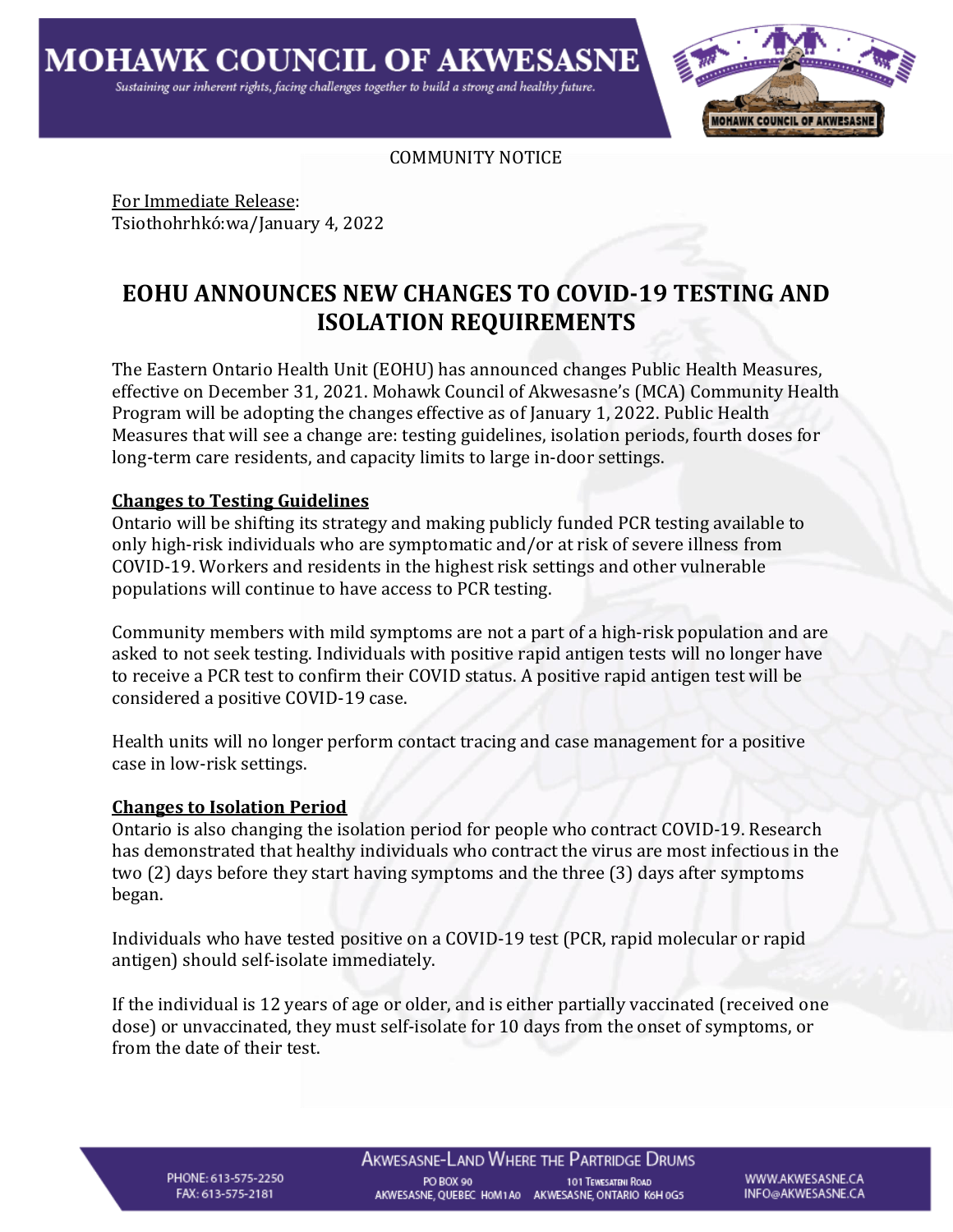# MOHAWK COUNCIL OF AKWESASNE

*Sustaining our inherent rights, facing challenges together to build a strong and healthy future.*

COMMUNITY NOTICE

For Immediate Release:
Tsiothohrhkó:wa/January 4, 2022

## EOHU ANNOUNCES NEW CHANGES TO COVID-19 TESTING AND ISOLATION REQUIREMENTS

The Eastern Ontario Health Unit (EOHU) has announced changes Public Health Measures, effective on December 31, 2021. Mohawk Council of Akwesasne's (MCA) Community Health Program will be adopting the changes effective as of January 1, 2022. Public Health Measures that will see a change are: testing guidelines, isolation periods, fourth doses for long-term care residents, and capacity limits to large in-door settings.

### Changes to Testing Guidelines

Ontario will be shifting its strategy and making publicly funded PCR testing available to only high-risk individuals who are symptomatic and/or at risk of severe illness from COVID-19. Workers and residents in the highest risk settings and other vulnerable populations will continue to have access to PCR testing.

Community members with mild symptoms are not a part of a high-risk population and are asked to not seek testing. Individuals with positive rapid antigen tests will no longer have to receive a PCR test to confirm their COVID status. A positive rapid antigen test will be considered a positive COVID-19 case.

Health units will no longer perform contact tracing and case management for a positive case in low-risk settings.

### Changes to Isolation Period

Ontario is also changing the isolation period for people who contract COVID-19. Research has demonstrated that healthy individuals who contract the virus are most infectious in the two (2) days before they start having symptoms and the three (3) days after symptoms began.

Individuals who have tested positive on a COVID-19 test (PCR, rapid molecular or rapid antigen) should self-isolate immediately.

If the individual is 12 years of age or older, and is either partially vaccinated (received one dose) or unvaccinated, they must self-isolate for 10 days from the onset of symptoms, or from the date of their test.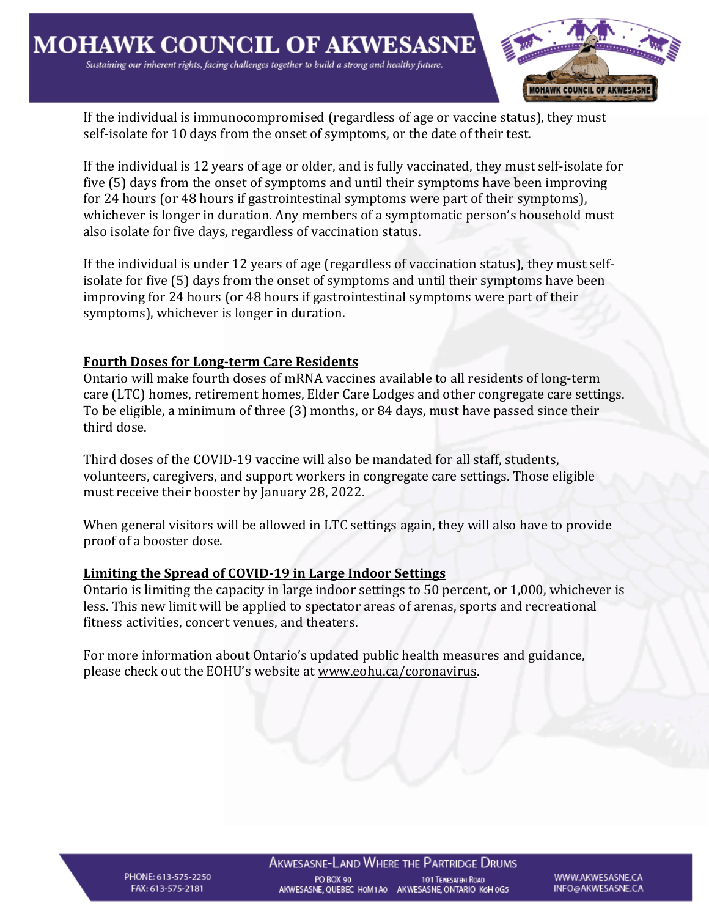If the individual is immunocompromised (regardless of age or vaccine status), they must self-isolate for 10 days from the onset of symptoms, or the date of their test.

If the individual is 12 years of age or older, and is fully vaccinated, they must self-isolate for five (5) days from the onset of symptoms and until their symptoms have been improving for 24 hours (or 48 hours if gastrointestinal symptoms were part of their symptoms), whichever is longer in duration. Any members of a symptomatic person's household must also isolate for five days, regardless of vaccination status.

If the individual is under 12 years of age (regardless of vaccination status), they must self-isolate for five (5) days from the onset of symptoms and until their symptoms have been improving for 24 hours (or 48 hours if gastrointestinal symptoms were part of their symptoms), whichever is longer in duration.

**Fourth Doses for Long-term Care Residents**

Ontario will make fourth doses of mRNA vaccines available to all residents of long-term care (LTC) homes, retirement homes, Elder Care Lodges and other congregate care settings. To be eligible, a minimum of three (3) months, or 84 days, must have passed since their third dose.

Third doses of the COVID-19 vaccine will also be mandated for all staff, students, volunteers, caregivers, and support workers in congregate care settings. Those eligible must receive their booster by January 28, 2022.

When general visitors will be allowed in LTC settings again, they will also have to provide proof of a booster dose.

**Limiting the Spread of COVID-19 in Large Indoor Settings**

Ontario is limiting the capacity in large indoor settings to 50 percent, or 1,000, whichever is less. This new limit will be applied to spectator areas of arenas, sports and recreational fitness activities, concert venues, and theaters.

For more information about Ontario's updated public health measures and guidance, please check out the EOHU's website at www.eohu.ca/coronavirus.